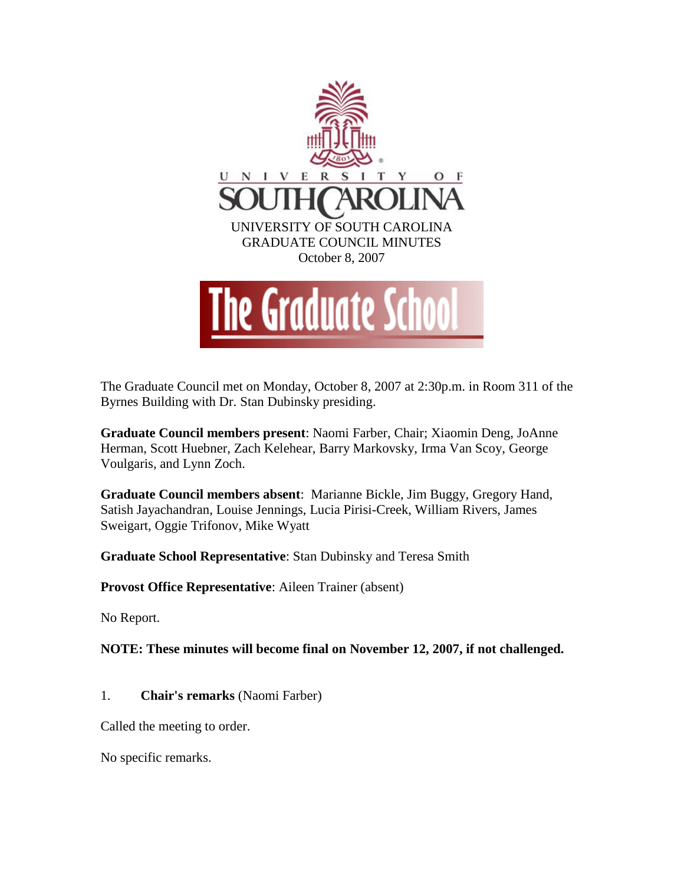UNIVERSITY OF SOUTH CAROLINA
GRADUATE COUNCIL MINUTES
October 8, 2007

The Graduate School

The Graduate Council met on Monday, October 8, 2007 at 2:30p.m. in Room 311 of the Byrnes Building with Dr. Stan Dubinsky presiding.

**Graduate Council members present**: Naomi Farber, Chair; Xiaomin Deng, JoAnne Herman, Scott Huebner, Zach Kelehear, Barry Markovsky, Irma Van Scoy, George Voulgaris, and Lynn Zoch.

**Graduate Council members absent**: Marianne Bickle, Jim Buggy, Gregory Hand, Satish Jayachandran, Louise Jennings, Lucia Pirisi-Creek, William Rivers, James Sweigart, Oggie Trifonov, Mike Wyatt

**Graduate School Representative**: Stan Dubinsky and Teresa Smith

**Provost Office Representative**: Aileen Trainer (absent)

No Report.

**NOTE: These minutes will become final on November 12, 2007, if not challenged.**

1. **Chair's remarks** (Naomi Farber)

Called the meeting to order.

No specific remarks.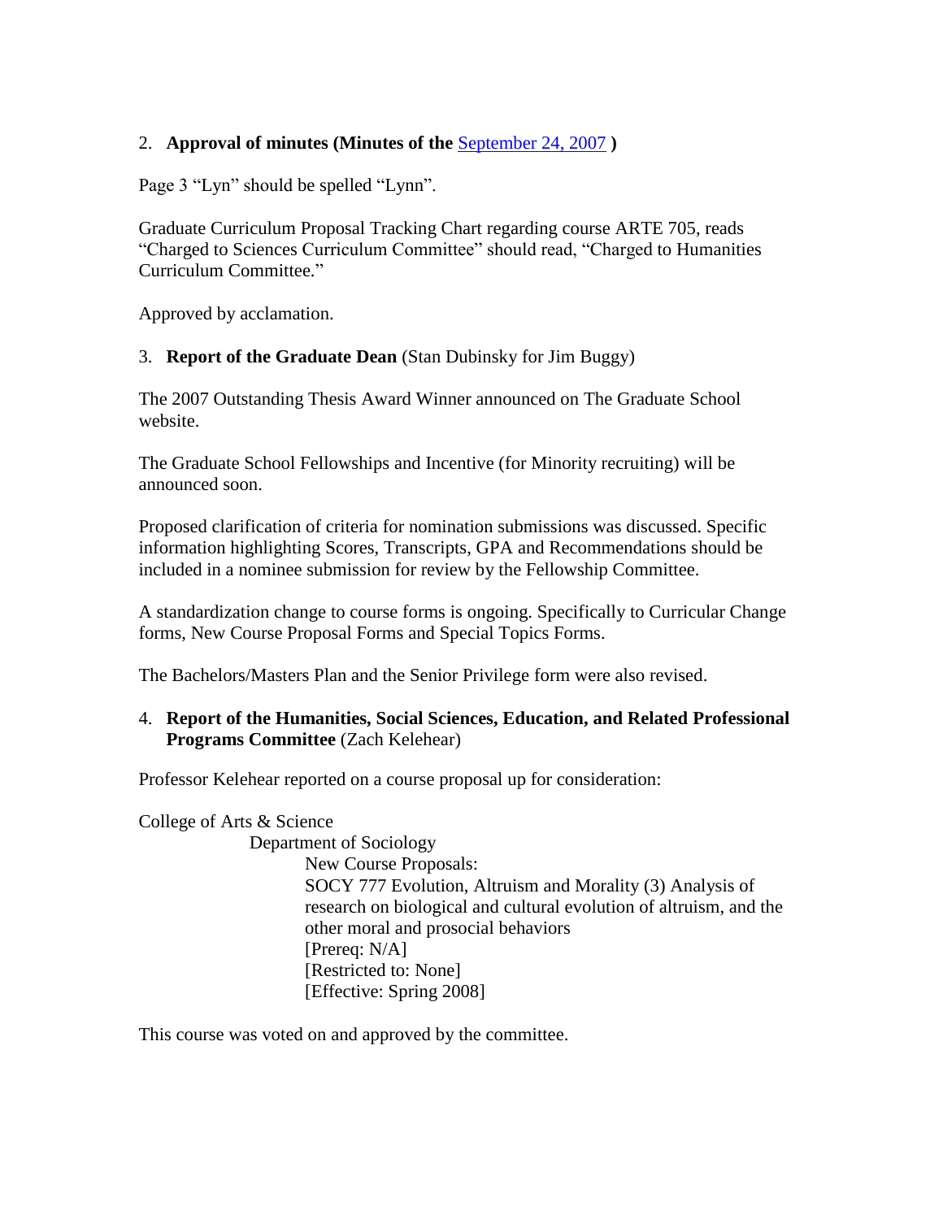2. **Approval of minutes (Minutes of the September 24, 2007 )**

Page 3 "Lyn" should be spelled "Lynn".

Graduate Curriculum Proposal Tracking Chart regarding course ARTE 705, reads "Charged to Sciences Curriculum Committee" should read, "Charged to Humanities Curriculum Committee."

Approved by acclamation.

3. **Report of the Graduate Dean** (Stan Dubinsky for Jim Buggy)

The 2007 Outstanding Thesis Award Winner announced on The Graduate School website.

The Graduate School Fellowships and Incentive (for Minority recruiting) will be announced soon.

Proposed clarification of criteria for nomination submissions was discussed. Specific information highlighting Scores, Transcripts, GPA and Recommendations should be included in a nominee submission for review by the Fellowship Committee.

A standardization change to course forms is ongoing. Specifically to Curricular Change forms, New Course Proposal Forms and Special Topics Forms.

The Bachelors/Masters Plan and the Senior Privilege form were also revised.

4. **Report of the Humanities, Social Sciences, Education, and Related Professional Programs Committee** (Zach Kelehear)

Professor Kelehear reported on a course proposal up for consideration:

College of Arts & Science

Department of Sociology

New Course Proposals:

SOCY 777 Evolution, Altruism and Morality (3) Analysis of research on biological and cultural evolution of altruism, and the other moral and prosocial behaviors
[Prereq: N/A]
[Restricted to: None]
[Effective: Spring 2008]

This course was voted on and approved by the committee.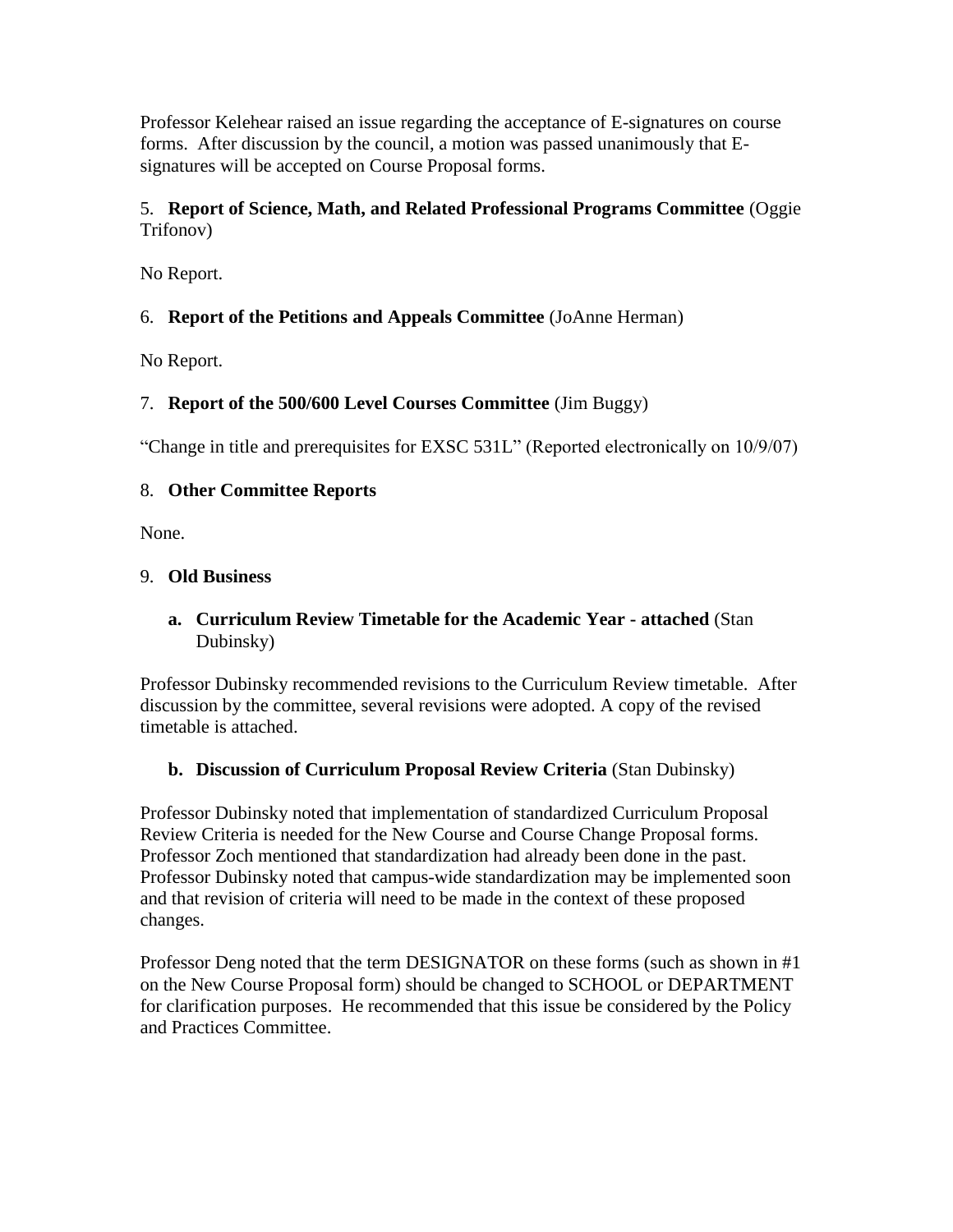Professor Kelehear raised an issue regarding the acceptance of E-signatures on course forms. After discussion by the council, a motion was passed unanimously that E-signatures will be accepted on Course Proposal forms.

5. **Report of Science, Math, and Related Professional Programs Committee** (Oggie Trifonov)

No Report.

6. **Report of the Petitions and Appeals Committee** (JoAnne Herman)

No Report.

7. **Report of the 500/600 Level Courses Committee** (Jim Buggy)

"Change in title and prerequisites for EXSC 531L" (Reported electronically on 10/9/07)

8. **Other Committee Reports**

None.

9. **Old Business**

   a. **Curriculum Review Timetable for the Academic Year - attached** (Stan Dubinsky)

Professor Dubinsky recommended revisions to the Curriculum Review timetable. After discussion by the committee, several revisions were adopted. A copy of the revised timetable is attached.

   b. **Discussion of Curriculum Proposal Review Criteria** (Stan Dubinsky)

Professor Dubinsky noted that implementation of standardized Curriculum Proposal Review Criteria is needed for the New Course and Course Change Proposal forms. Professor Zoch mentioned that standardization had already been done in the past. Professor Dubinsky noted that campus-wide standardization may be implemented soon and that revision of criteria will need to be made in the context of these proposed changes.

Professor Deng noted that the term DESIGNATOR on these forms (such as shown in #1 on the New Course Proposal form) should be changed to SCHOOL or DEPARTMENT for clarification purposes. He recommended that this issue be considered by the Policy and Practices Committee.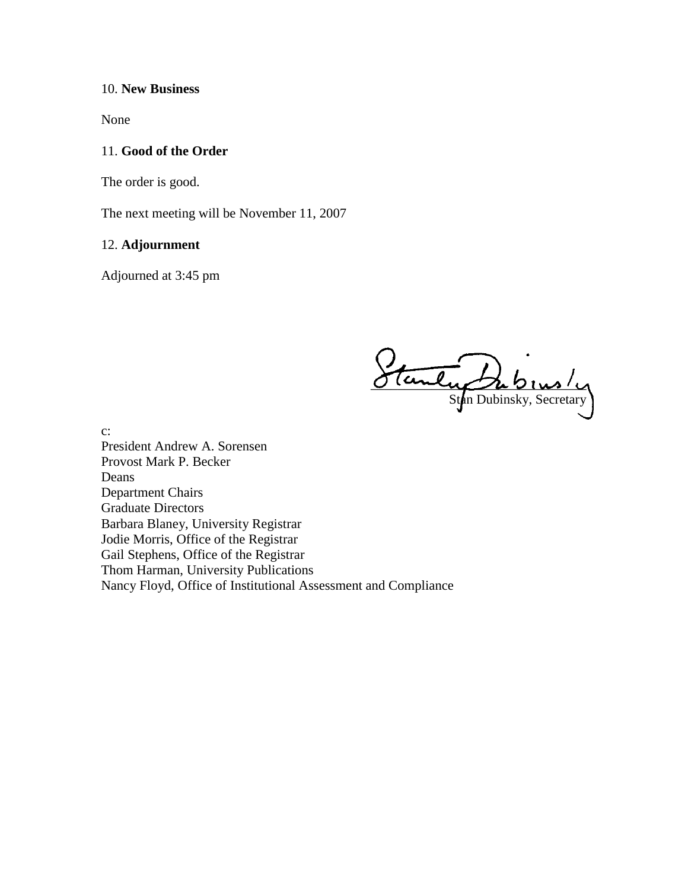10. **New Business**

None

11. **Good of the Order**

The order is good.

The next meeting will be November 11, 2007

12. **Adjournment**

Adjourned at 3:45 pm

Stan Dubinsky, Secretary

c:
President Andrew A. Sorensen
Provost Mark P. Becker
Deans
Department Chairs
Graduate Directors
Barbara Blaney, University Registrar
Jodie Morris, Office of the Registrar
Gail Stephens, Office of the Registrar
Thom Harman, University Publications
Nancy Floyd, Office of Institutional Assessment and Compliance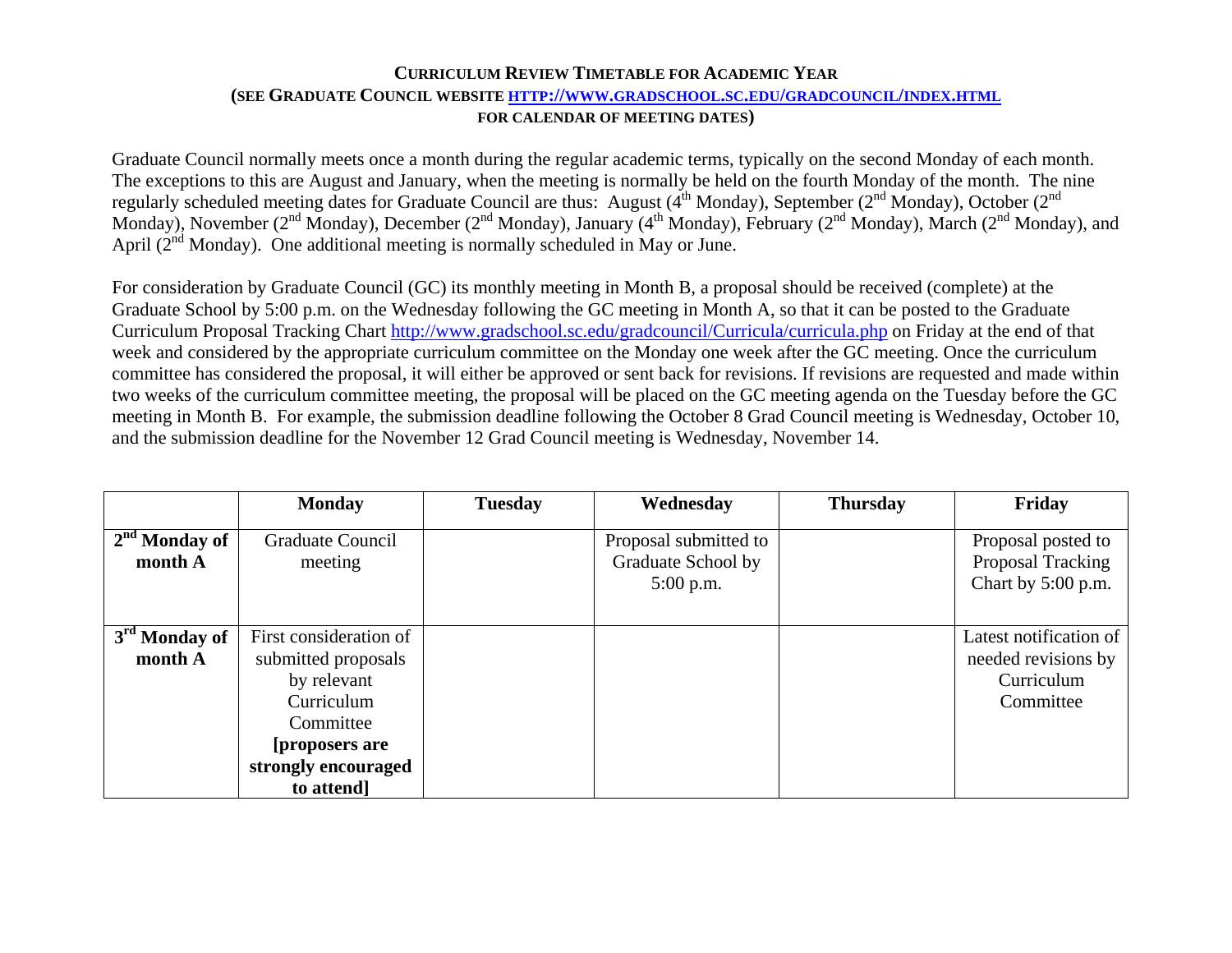# Curriculum Review Timetable for Academic Year

## (See Graduate Council website [http://www.gradschool.sc.edu/gradcouncil/index.html](http://www.gradschool.sc.edu/gradcouncil/index.html) for calendar of meeting dates)

Graduate Council normally meets once a month during the regular academic terms, typically on the second Monday of each month. The exceptions to this are August and January, when the meeting is normally be held on the fourth Monday of the month. The nine regularly scheduled meeting dates for Graduate Council are thus: August (4th Monday), September (2nd Monday), October (2nd Monday), November (2nd Monday), December (2nd Monday), January (4th Monday), February (2nd Monday), March (2nd Monday), and April (2nd Monday). One additional meeting is normally scheduled in May or June.

For consideration by Graduate Council (GC) its monthly meeting in Month B, a proposal should be received (complete) at the Graduate School by 5:00 p.m. on the Wednesday following the GC meeting in Month A, so that it can be posted to the Graduate Curriculum Proposal Tracking Chart [http://www.gradschool.sc.edu/gradcouncil/Curricula/curricula.php](http://www.gradschool.sc.edu/gradcouncil/Curricula/curricula.php) on Friday at the end of that week and considered by the appropriate curriculum committee on the Monday one week after the GC meeting. Once the curriculum committee has considered the proposal, it will either be approved or sent back for revisions. If revisions are requested and made within two weeks of the curriculum committee meeting, the proposal will be placed on the GC meeting agenda on the Tuesday before the GC meeting in Month B. For example, the submission deadline following the October 8 Grad Council meeting is Wednesday, October 10, and the submission deadline for the November 12 Grad Council meeting is Wednesday, November 14.

| | Monday | Tuesday | Wednesday | Thursday | Friday |
|---|---|---|---|---|---|
| **2nd Monday of month A** | Graduate Council meeting | | Proposal submitted to Graduate School by 5:00 p.m. | | Proposal posted to Proposal Tracking Chart by 5:00 p.m. |
| **3rd Monday of month A** | First consideration of submitted proposals by relevant Curriculum Committee **[proposers are strongly encouraged to attend]** | | | | Latest notification of needed revisions by Curriculum Committee |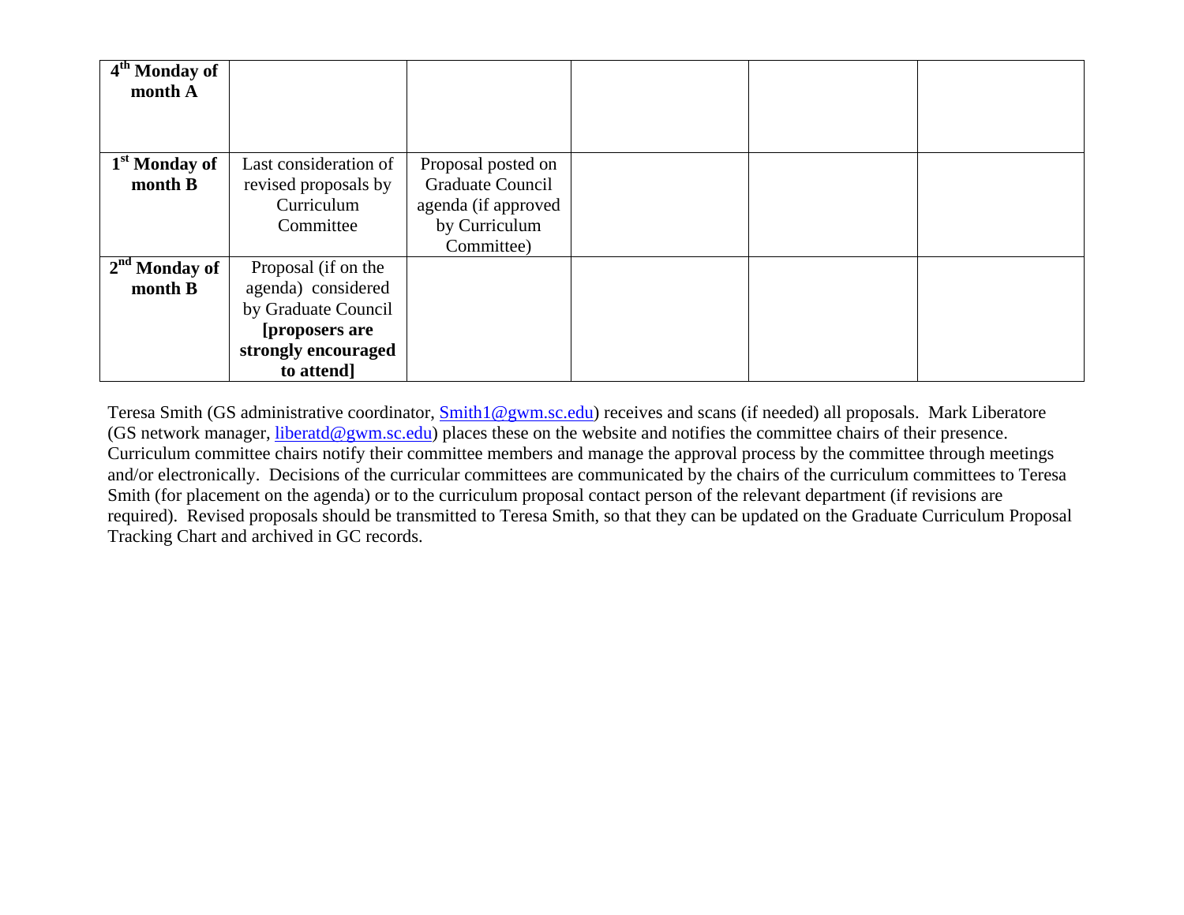| | | | | | |
|---|---|---|---|---|---|
| **4th Monday of month A** | | | | | |
| **1st Monday of month B** | Last consideration of revised proposals by Curriculum Committee | Proposal posted on Graduate Council agenda (if approved by Curriculum Committee) | | | |
| **2nd Monday of month B** | Proposal (if on the agenda) considered by Graduate Council **[proposers are strongly encouraged to attend]** | | | | |

Teresa Smith (GS administrative coordinator, Smith1@gwm.sc.edu) receives and scans (if needed) all proposals. Mark Liberatore (GS network manager, liberatd@gwm.sc.edu) places these on the website and notifies the committee chairs of their presence. Curriculum committee chairs notify their committee members and manage the approval process by the committee through meetings and/or electronically. Decisions of the curricular committees are communicated by the chairs of the curriculum committees to Teresa Smith (for placement on the agenda) or to the curriculum proposal contact person of the relevant department (if revisions are required). Revised proposals should be transmitted to Teresa Smith, so that they can be updated on the Graduate Curriculum Proposal Tracking Chart and archived in GC records.